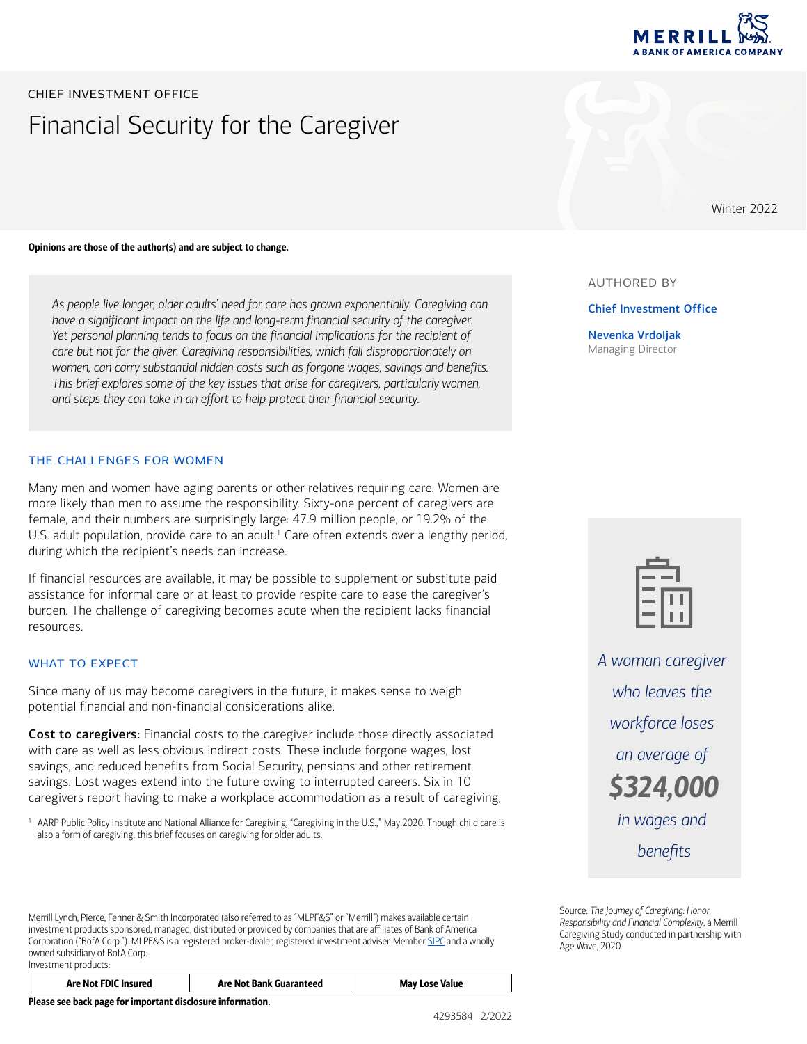CHIEF INVESTMENT OFFICE

# Financial Security for the Caregiver

Winter 2022

**Opinions are those of the author(s) and are subject to change.**

AUTHORED BY

**Chief Investment Office**

**Nevenka Vrdoljak**
Managing Director

*As people live longer, older adults' need for care has grown exponentially. Caregiving can have a significant impact on the life and long-term financial security of the caregiver. Yet personal planning tends to focus on the financial implications for the recipient of care but not for the giver. Caregiving responsibilities, which fall disproportionately on women, can carry substantial hidden costs such as forgone wages, savings and benefits. This brief explores some of the key issues that arise for caregivers, particularly women, and steps they can take in an effort to help protect their financial security.*

## THE CHALLENGES FOR WOMEN

Many men and women have aging parents or other relatives requiring care. Women are more likely than men to assume the responsibility. Sixty-one percent of caregivers are female, and their numbers are surprisingly large: 47.9 million people, or 19.2% of the U.S. adult population, provide care to an adult.[1] Care often extends over a lengthy period, during which the recipient's needs can increase.

If financial resources are available, it may be possible to supplement or substitute paid assistance for informal care or at least to provide respite care to ease the caregiver's burden. The challenge of caregiving becomes acute when the recipient lacks financial resources.

## WHAT TO EXPECT

Since many of us may become caregivers in the future, it makes sense to weigh potential financial and non-financial considerations alike.

**Cost to caregivers:** Financial costs to the caregiver include those directly associated with care as well as less obvious indirect costs. These include forgone wages, lost savings, and reduced benefits from Social Security, pensions and other retirement savings. Lost wages extend into the future owing to interrupted careers. Six in 10 caregivers report having to make a workplace accommodation as a result of caregiving,

*A woman caregiver who leaves the workforce loses an average of* ***$324,000*** *in wages and benefits*

Source: *The Journey of Caregiving: Honor, Responsibility and Financial Complexity*, a Merrill Caregiving Study conducted in partnership with Age Wave, 2020.

[1] AARP Public Policy Institute and National Alliance for Caregiving, "Caregiving in the U.S.," May 2020. Though child care is also a form of caregiving, this brief focuses on caregiving for older adults.

Merrill Lynch, Pierce, Fenner & Smith Incorporated (also referred to as "MLPF&S" or "Merrill") makes available certain investment products sponsored, managed, distributed or provided by companies that are affiliates of Bank of America Corporation ("BofA Corp."). MLPF&S is a registered broker-dealer, registered investment adviser, Member SIPC and a wholly owned subsidiary of BofA Corp.

Investment products:

| Are Not FDIC Insured | Are Not Bank Guaranteed | May Lose Value |
|---|---|---|

**Please see back page for important disclosure information.**

4293584 2/2022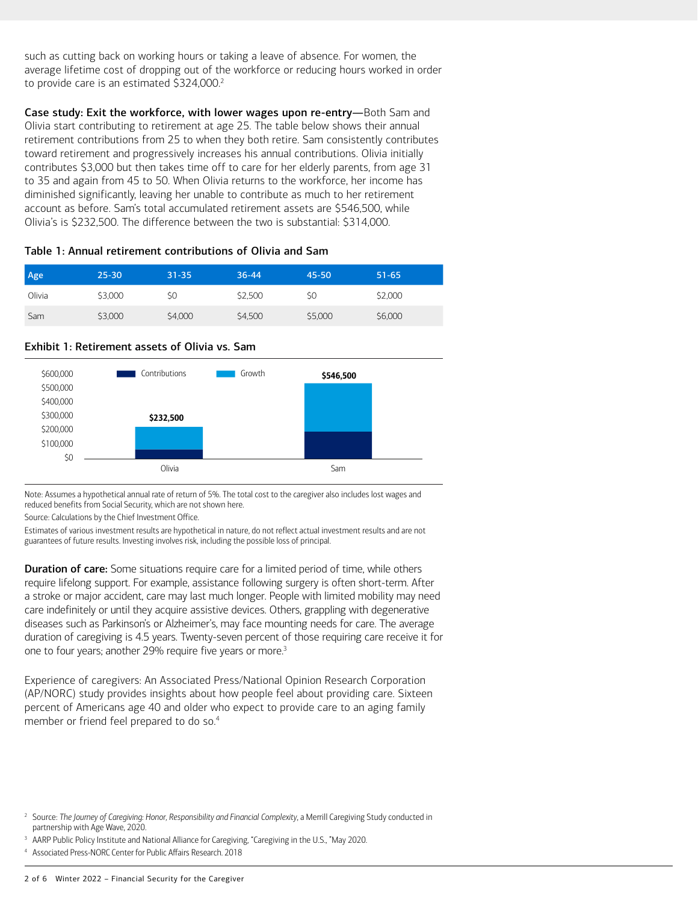such as cutting back on working hours or taking a leave of absence. For women, the average lifetime cost of dropping out of the workforce or reducing hours worked in order to provide care is an estimated $324,000.[2]

**Case study: Exit the workforce, with lower wages upon re-entry**—Both Sam and Olivia start contributing to retirement at age 25. The table below shows their annual retirement contributions from 25 to when they both retire. Sam consistently contributes toward retirement and progressively increases his annual contributions. Olivia initially contributes $3,000 but then takes time off to care for her elderly parents, from age 31 to 35 and again from 45 to 50. When Olivia returns to the workforce, her income has diminished significantly, leaving her unable to contribute as much to her retirement account as before. Sam's total accumulated retirement assets are $546,500, while Olivia's is $232,500. The difference between the two is substantial: $314,000.

**Table 1: Annual retirement contributions of Olivia and Sam**

| Age | 25-30 | 31-35 | 36-44 | 45-50 | 51-65 |
|---|---|---|---|---|---|
| Olivia | $3,000 | $0 | $2,500 | $0 | $2,000 |
| Sam | $3,000 | $4,000 | $4,500 | $5,000 | $6,000 |

**Exhibit 1: Retirement assets of Olivia vs. Sam**

| | Olivia | Sam |
|---|---|---|
| Total (Contributions + Growth) | $232,500 | $546,500 |

Note: Assumes a hypothetical annual rate of return of 5%. The total cost to the caregiver also includes lost wages and reduced benefits from Social Security, which are not shown here.

Source: Calculations by the Chief Investment Office.

Estimates of various investment results are hypothetical in nature, do not reflect actual investment results and are not guarantees of future results. Investing involves risk, including the possible loss of principal.

**Duration of care:** Some situations require care for a limited period of time, while others require lifelong support. For example, assistance following surgery is often short-term. After a stroke or major accident, care may last much longer. People with limited mobility may need care indefinitely or until they acquire assistive devices. Others, grappling with degenerative diseases such as Parkinson's or Alzheimer's, may face mounting needs for care. The average duration of caregiving is 4.5 years. Twenty-seven percent of those requiring care receive it for one to four years; another 29% require five years or more.[3]

Experience of caregivers: An Associated Press/National Opinion Research Corporation (AP/NORC) study provides insights about how people feel about providing care. Sixteen percent of Americans age 40 and older who expect to provide care to an aging family member or friend feel prepared to do so.[4]

[2] Source: *The Journey of Caregiving: Honor, Responsibility and Financial Complexity*, a Merrill Caregiving Study conducted in partnership with Age Wave, 2020.

[3] AARP Public Policy Institute and National Alliance for Caregiving, "Caregiving in the U.S., "May 2020.

[4] Associated Press-NORC Center for Public Affairs Research. 2018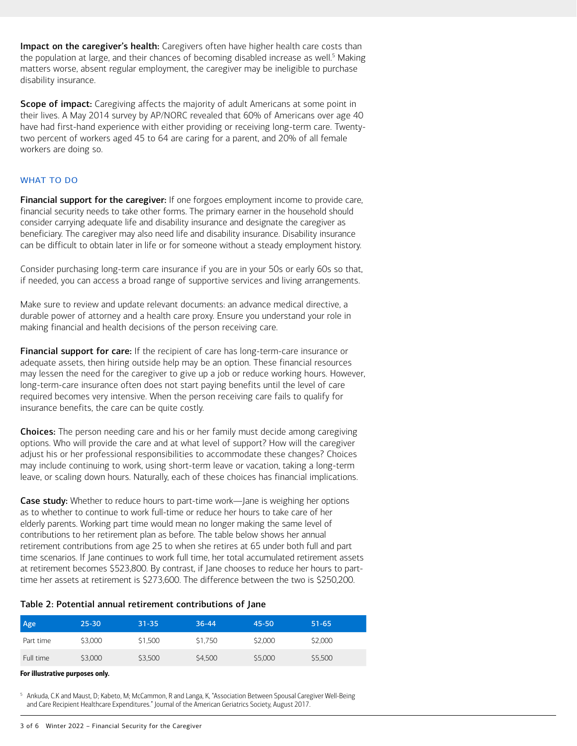**Impact on the caregiver's health:** Caregivers often have higher health care costs than the population at large, and their chances of becoming disabled increase as well.[5] Making matters worse, absent regular employment, the caregiver may be ineligible to purchase disability insurance.

**Scope of impact:** Caregiving affects the majority of adult Americans at some point in their lives. A May 2014 survey by AP/NORC revealed that 60% of Americans over age 40 have had first-hand experience with either providing or receiving long-term care. Twenty-two percent of workers aged 45 to 64 are caring for a parent, and 20% of all female workers are doing so.

## WHAT TO DO

**Financial support for the caregiver:** If one forgoes employment income to provide care, financial security needs to take other forms. The primary earner in the household should consider carrying adequate life and disability insurance and designate the caregiver as beneficiary. The caregiver may also need life and disability insurance. Disability insurance can be difficult to obtain later in life or for someone without a steady employment history.

Consider purchasing long-term care insurance if you are in your 50s or early 60s so that, if needed, you can access a broad range of supportive services and living arrangements.

Make sure to review and update relevant documents: an advance medical directive, a durable power of attorney and a health care proxy. Ensure you understand your role in making financial and health decisions of the person receiving care.

**Financial support for care:** If the recipient of care has long-term-care insurance or adequate assets, then hiring outside help may be an option. These financial resources may lessen the need for the caregiver to give up a job or reduce working hours. However, long-term-care insurance often does not start paying benefits until the level of care required becomes very intensive. When the person receiving care fails to qualify for insurance benefits, the care can be quite costly.

**Choices:** The person needing care and his or her family must decide among caregiving options. Who will provide the care and at what level of support? How will the caregiver adjust his or her professional responsibilities to accommodate these changes? Choices may include continuing to work, using short-term leave or vacation, taking a long-term leave, or scaling down hours. Naturally, each of these choices has financial implications.

**Case study:** Whether to reduce hours to part-time work—Jane is weighing her options as to whether to continue to work full-time or reduce her hours to take care of her elderly parents. Working part time would mean no longer making the same level of contributions to her retirement plan as before. The table below shows her annual retirement contributions from age 25 to when she retires at 65 under both full and part time scenarios. If Jane continues to work full time, her total accumulated retirement assets at retirement becomes $523,800. By contrast, if Jane chooses to reduce her hours to part-time her assets at retirement is $273,600. The difference between the two is $250,200.

**Table 2: Potential annual retirement contributions of Jane**

| Age | 25-30 | 31-35 | 36-44 | 45-50 | 51-65 |
|---|---|---|---|---|---|
| Part time | $3,000 | $1,500 | $1,750 | $2,000 | $2,000 |
| Full time | $3,000 | $3,500 | $4,500 | $5,000 | $5,500 |

**For illustrative purposes only.**

[5] Ankuda, C.K and Maust, D; Kabeto, M; McCammon, R and Langa, K, "Association Between Spousal Caregiver Well-Being and Care Recipient Healthcare Expenditures." Journal of the American Geriatrics Society, August 2017.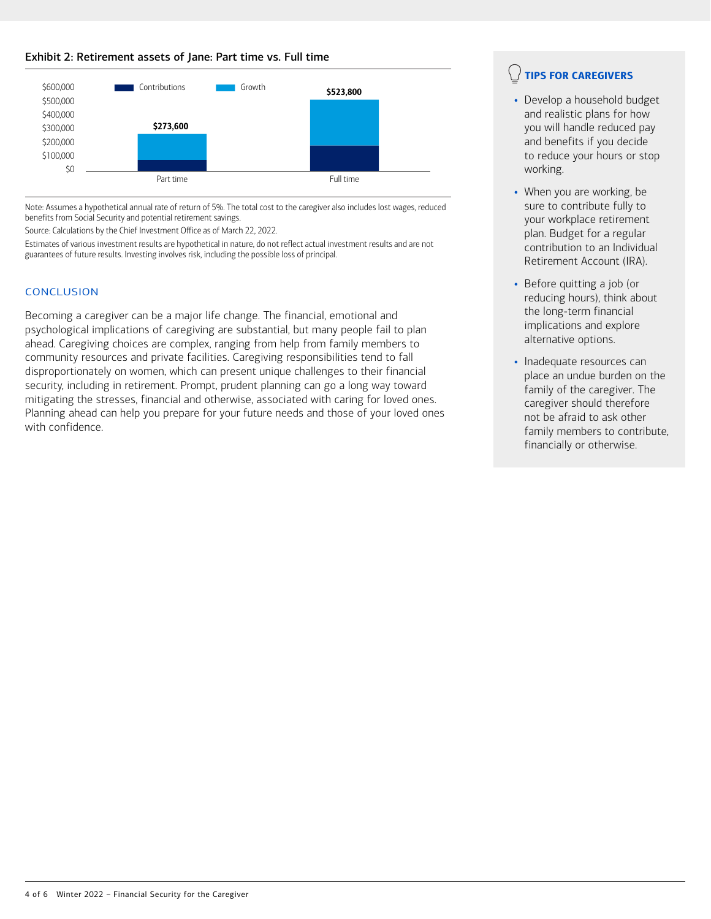**Exhibit 2: Retirement assets of Jane: Part time vs. Full time**

| | Part time | Full time |
|---|---|---|
| Total (Contributions + Growth) | $273,600 | $523,800 |

Note: Assumes a hypothetical annual rate of return of 5%. The total cost to the caregiver also includes lost wages, reduced benefits from Social Security and potential retirement savings.

Source: Calculations by the Chief Investment Office as of March 22, 2022.

Estimates of various investment results are hypothetical in nature, do not reflect actual investment results and are not guarantees of future results. Investing involves risk, including the possible loss of principal.

## CONCLUSION

Becoming a caregiver can be a major life change. The financial, emotional and psychological implications of caregiving are substantial, but many people fail to plan ahead. Caregiving choices are complex, ranging from help from family members to community resources and private facilities. Caregiving responsibilities tend to fall disproportionately on women, which can present unique challenges to their financial security, including in retirement. Prompt, prudent planning can go a long way toward mitigating the stresses, financial and otherwise, associated with caring for loved ones. Planning ahead can help you prepare for your future needs and those of your loved ones with confidence.

### TIPS FOR CAREGIVERS

- Develop a household budget and realistic plans for how you will handle reduced pay and benefits if you decide to reduce your hours or stop working.
- When you are working, be sure to contribute fully to your workplace retirement plan. Budget for a regular contribution to an Individual Retirement Account (IRA).
- Before quitting a job (or reducing hours), think about the long-term financial implications and explore alternative options.
- Inadequate resources can place an undue burden on the family of the caregiver. The caregiver should therefore not be afraid to ask other family members to contribute, financially or otherwise.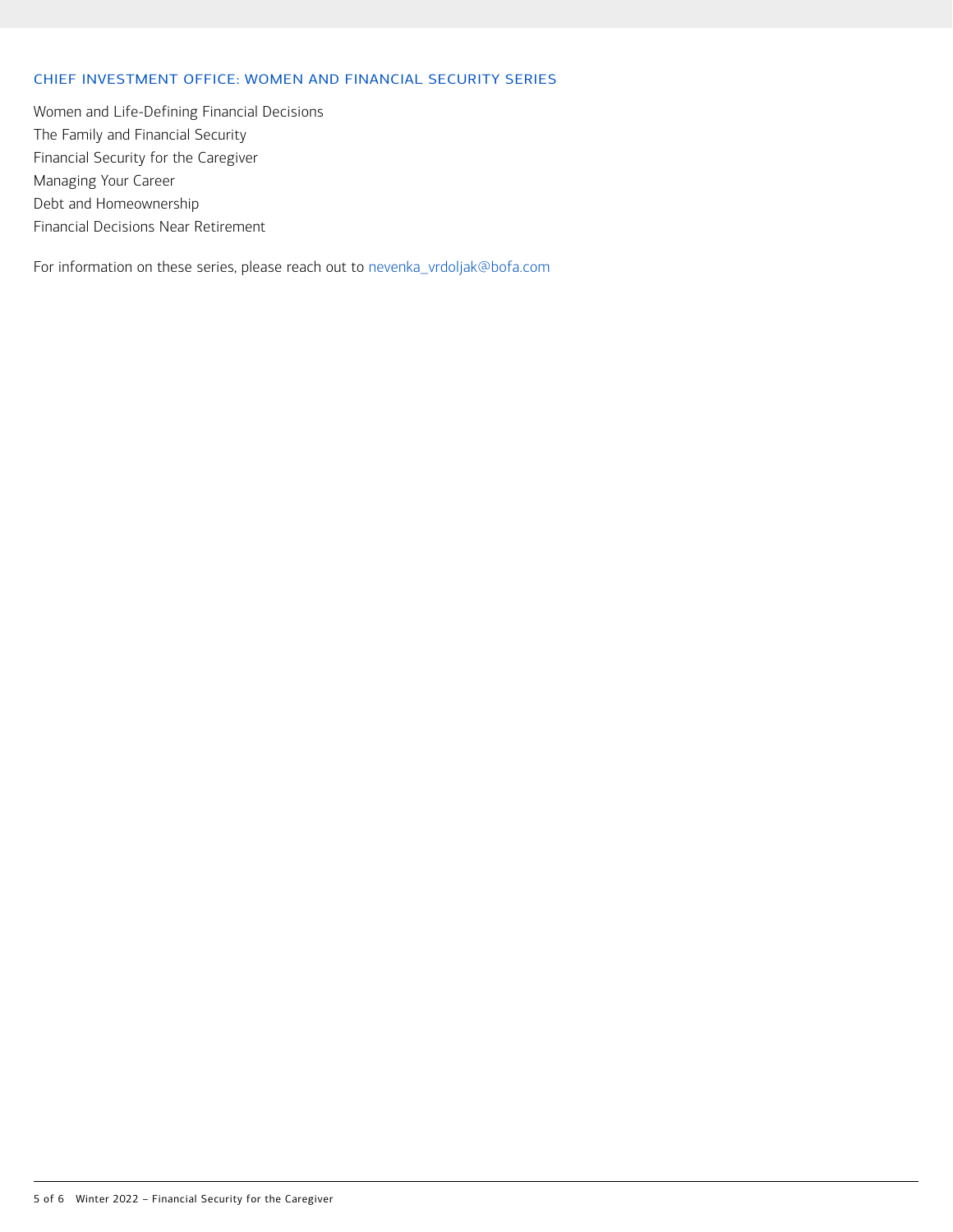## CHIEF INVESTMENT OFFICE: WOMEN AND FINANCIAL SECURITY SERIES

Women and Life-Defining Financial Decisions
The Family and Financial Security
Financial Security for the Caregiver
Managing Your Career
Debt and Homeownership
Financial Decisions Near Retirement

For information on these series, please reach out to nevenka_vrdoljak@bofa.com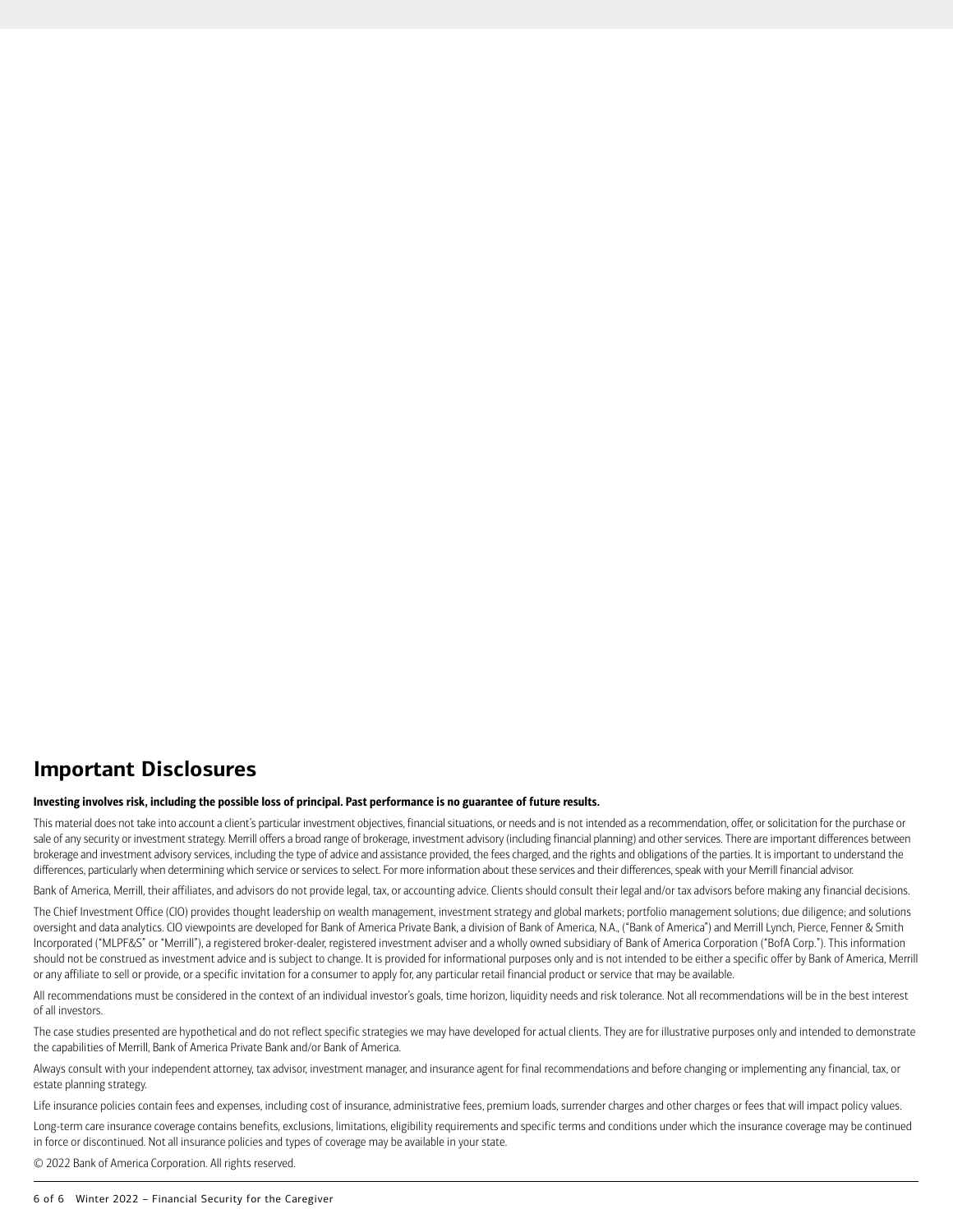## Important Disclosures

**Investing involves risk, including the possible loss of principal. Past performance is no guarantee of future results.**

This material does not take into account a client's particular investment objectives, financial situations, or needs and is not intended as a recommendation, offer, or solicitation for the purchase or sale of any security or investment strategy. Merrill offers a broad range of brokerage, investment advisory (including financial planning) and other services. There are important differences between brokerage and investment advisory services, including the type of advice and assistance provided, the fees charged, and the rights and obligations of the parties. It is important to understand the differences, particularly when determining which service or services to select. For more information about these services and their differences, speak with your Merrill financial advisor.

Bank of America, Merrill, their affiliates, and advisors do not provide legal, tax, or accounting advice. Clients should consult their legal and/or tax advisors before making any financial decisions.

The Chief Investment Office (CIO) provides thought leadership on wealth management, investment strategy and global markets; portfolio management solutions; due diligence; and solutions oversight and data analytics. CIO viewpoints are developed for Bank of America Private Bank, a division of Bank of America, N.A., ("Bank of America") and Merrill Lynch, Pierce, Fenner & Smith Incorporated ("MLPF&S" or "Merrill"), a registered broker-dealer, registered investment adviser and a wholly owned subsidiary of Bank of America Corporation ("BofA Corp."). This information should not be construed as investment advice and is subject to change. It is provided for informational purposes only and is not intended to be either a specific offer by Bank of America, Merrill or any affiliate to sell or provide, or a specific invitation for a consumer to apply for, any particular retail financial product or service that may be available.

All recommendations must be considered in the context of an individual investor's goals, time horizon, liquidity needs and risk tolerance. Not all recommendations will be in the best interest of all investors.

The case studies presented are hypothetical and do not reflect specific strategies we may have developed for actual clients. They are for illustrative purposes only and intended to demonstrate the capabilities of Merrill, Bank of America Private Bank and/or Bank of America.

Always consult with your independent attorney, tax advisor, investment manager, and insurance agent for final recommendations and before changing or implementing any financial, tax, or estate planning strategy.

Life insurance policies contain fees and expenses, including cost of insurance, administrative fees, premium loads, surrender charges and other charges or fees that will impact policy values.

Long-term care insurance coverage contains benefits, exclusions, limitations, eligibility requirements and specific terms and conditions under which the insurance coverage may be continued in force or discontinued. Not all insurance policies and types of coverage may be available in your state.

© 2022 Bank of America Corporation. All rights reserved.